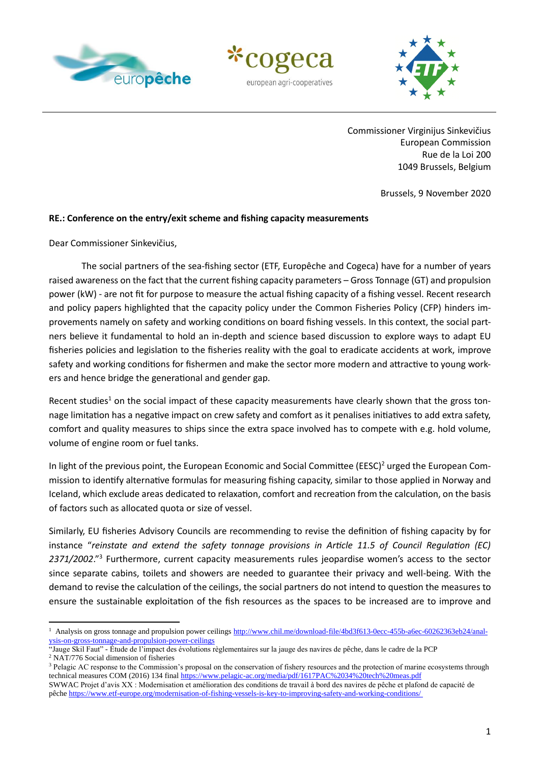Commissioner Virginijus Sinkevičius
European Commission
Rue de la Loi 200
1049 Brussels, Belgium

Brussels, 9 November 2020

**RE.: Conference on the entry/exit scheme and fishing capacity measurements**

Dear Commissioner Sinkevičius,

The social partners of the sea-fishing sector (ETF, Europêche and Cogeca) have for a number of years raised awareness on the fact that the current fishing capacity parameters – Gross Tonnage (GT) and propulsion power (kW) - are not fit for purpose to measure the actual fishing capacity of a fishing vessel. Recent research and policy papers highlighted that the capacity policy under the Common Fisheries Policy (CFP) hinders improvements namely on safety and working conditions on board fishing vessels. In this context, the social partners believe it fundamental to hold an in-depth and science based discussion to explore ways to adapt EU fisheries policies and legislation to the fisheries reality with the goal to eradicate accidents at work, improve safety and working conditions for fishermen and make the sector more modern and attractive to young workers and hence bridge the generational and gender gap.

Recent studies[1] on the social impact of these capacity measurements have clearly shown that the gross tonnage limitation has a negative impact on crew safety and comfort as it penalises initiatives to add extra safety, comfort and quality measures to ships since the extra space involved has to compete with e.g. hold volume, volume of engine room or fuel tanks.

In light of the previous point, the European Economic and Social Committee (EESC)[2] urged the European Commission to identify alternative formulas for measuring fishing capacity, similar to those applied in Norway and Iceland, which exclude areas dedicated to relaxation, comfort and recreation from the calculation, on the basis of factors such as allocated quota or size of vessel.

Similarly, EU fisheries Advisory Councils are recommending to revise the definition of fishing capacity by for instance "*reinstate and extend the safety tonnage provisions in Article 11.5 of Council Regulation (EC) 2371/2002*."[3] Furthermore, current capacity measurements rules jeopardise women's access to the sector since separate cabins, toilets and showers are needed to guarantee their privacy and well-being. With the demand to revise the calculation of the ceilings, the social partners do not intend to question the measures to ensure the sustainable exploitation of the fish resources as the spaces to be increased are to improve and

---

[1] Analysis on gross tonnage and propulsion power ceilings http://www.chil.me/download-file/4bd3f613-0ecc-455b-a6ec-60262363eb24/analysis-on-gross-tonnage-and-propulsion-power-ceilings
"Jauge Skil Faut" - Étude de l'impact des évolutions règlementaires sur la jauge des navires de pêche, dans le cadre de la PCP

[2] NAT/776 Social dimension of fisheries

[3] Pelagic AC response to the Commission's proposal on the conservation of fishery resources and the protection of marine ecosystems through technical measures COM (2016) 134 final https://www.pelagic-ac.org/media/pdf/1617PAC%2034%20tech%20meas.pdf
SWWAC Projet d'avis XX : Modernisation et amélioration des conditions de travail à bord des navires de pêche et plafond de capacité de pêche https://www.etf-europe.org/modernisation-of-fishing-vessels-is-key-to-improving-safety-and-working-conditions/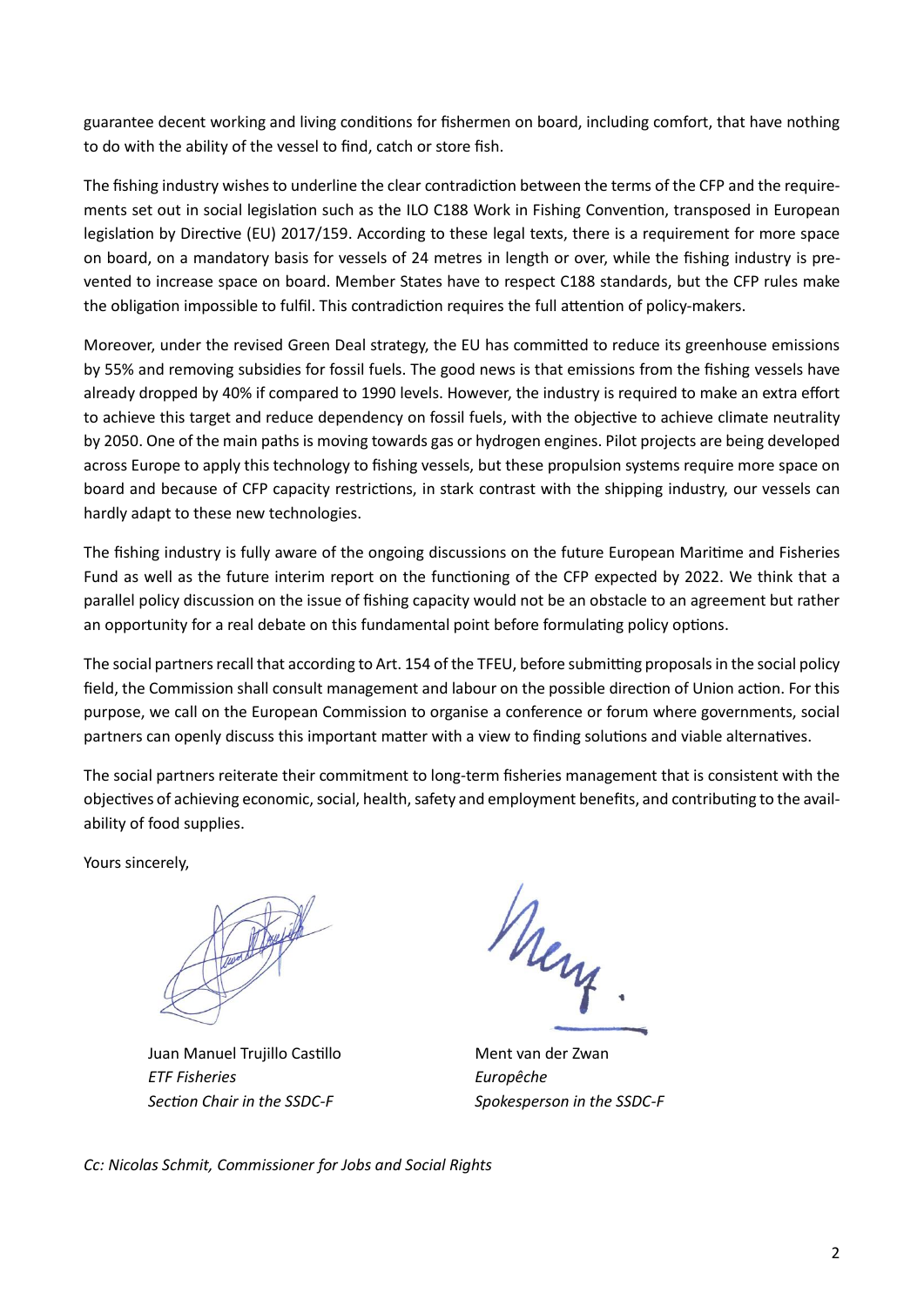guarantee decent working and living conditions for fishermen on board, including comfort, that have nothing to do with the ability of the vessel to find, catch or store fish.

The fishing industry wishes to underline the clear contradiction between the terms of the CFP and the requirements set out in social legislation such as the ILO C188 Work in Fishing Convention, transposed in European legislation by Directive (EU) 2017/159. According to these legal texts, there is a requirement for more space on board, on a mandatory basis for vessels of 24 metres in length or over, while the fishing industry is prevented to increase space on board. Member States have to respect C188 standards, but the CFP rules make the obligation impossible to fulfil. This contradiction requires the full attention of policy-makers.

Moreover, under the revised Green Deal strategy, the EU has committed to reduce its greenhouse emissions by 55% and removing subsidies for fossil fuels. The good news is that emissions from the fishing vessels have already dropped by 40% if compared to 1990 levels. However, the industry is required to make an extra effort to achieve this target and reduce dependency on fossil fuels, with the objective to achieve climate neutrality by 2050. One of the main paths is moving towards gas or hydrogen engines. Pilot projects are being developed across Europe to apply this technology to fishing vessels, but these propulsion systems require more space on board and because of CFP capacity restrictions, in stark contrast with the shipping industry, our vessels can hardly adapt to these new technologies.

The fishing industry is fully aware of the ongoing discussions on the future European Maritime and Fisheries Fund as well as the future interim report on the functioning of the CFP expected by 2022. We think that a parallel policy discussion on the issue of fishing capacity would not be an obstacle to an agreement but rather an opportunity for a real debate on this fundamental point before formulating policy options.

The social partners recall that according to Art. 154 of the TFEU, before submitting proposals in the social policy field, the Commission shall consult management and labour on the possible direction of Union action. For this purpose, we call on the European Commission to organise a conference or forum where governments, social partners can openly discuss this important matter with a view to finding solutions and viable alternatives.

The social partners reiterate their commitment to long-term fisheries management that is consistent with the objectives of achieving economic, social, health, safety and employment benefits, and contributing to the availability of food supplies.

Yours sincerely,

Juan Manuel Trujillo Castillo
*ETF Fisheries*
*Section Chair in the SSDC-F*

Ment van der Zwan
*Europêche*
*Spokesperson in the SSDC-F*

*Cc: Nicolas Schmit, Commissioner for Jobs and Social Rights*